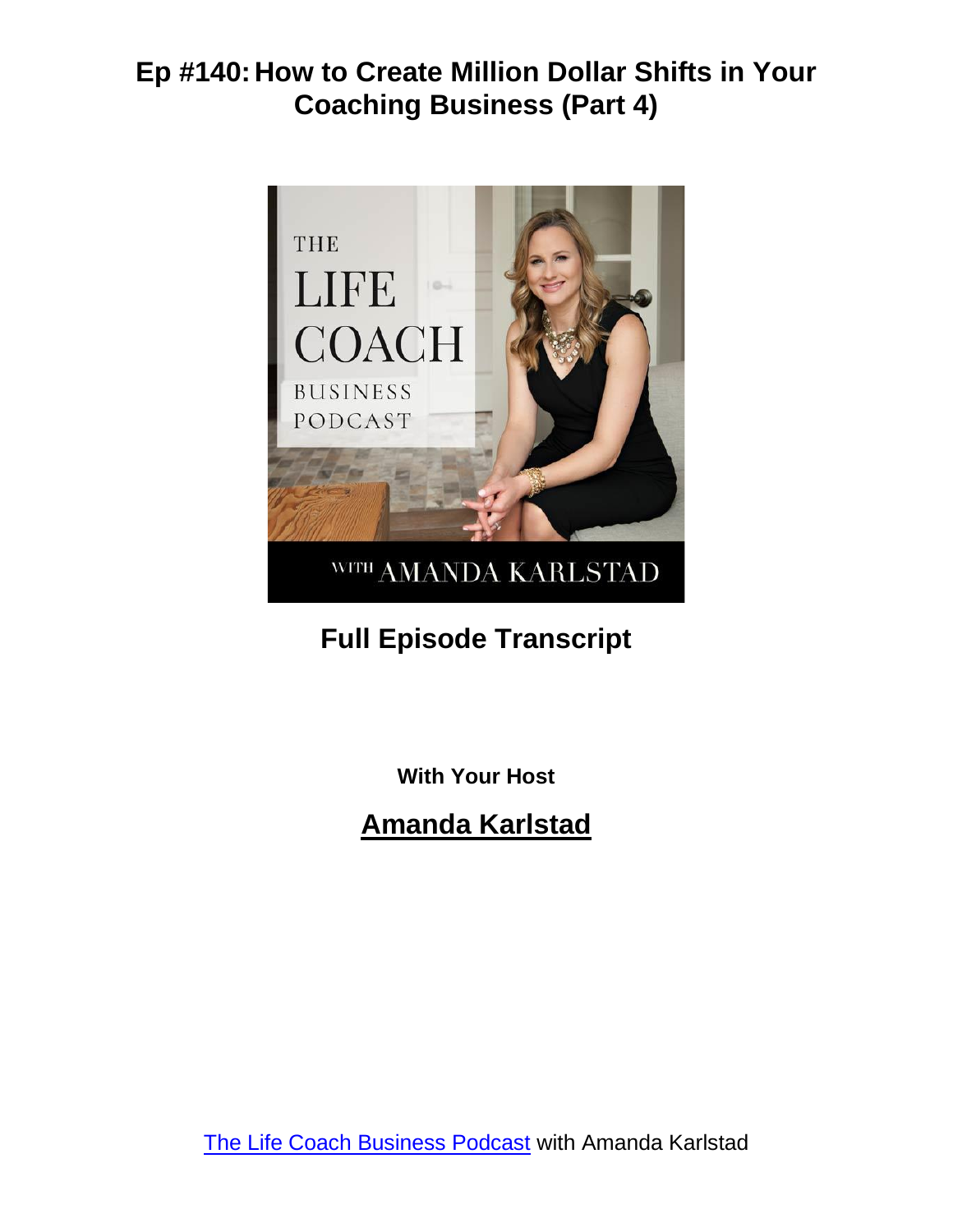# Ep #140: How to Create Million Dollar Shifts in Your Coaching Business (Part 4)

## Full Episode Transcript

**With Your Host**

## Amanda Karlstad

[The Life Coach Business Podcast](#) with Amanda Karlstad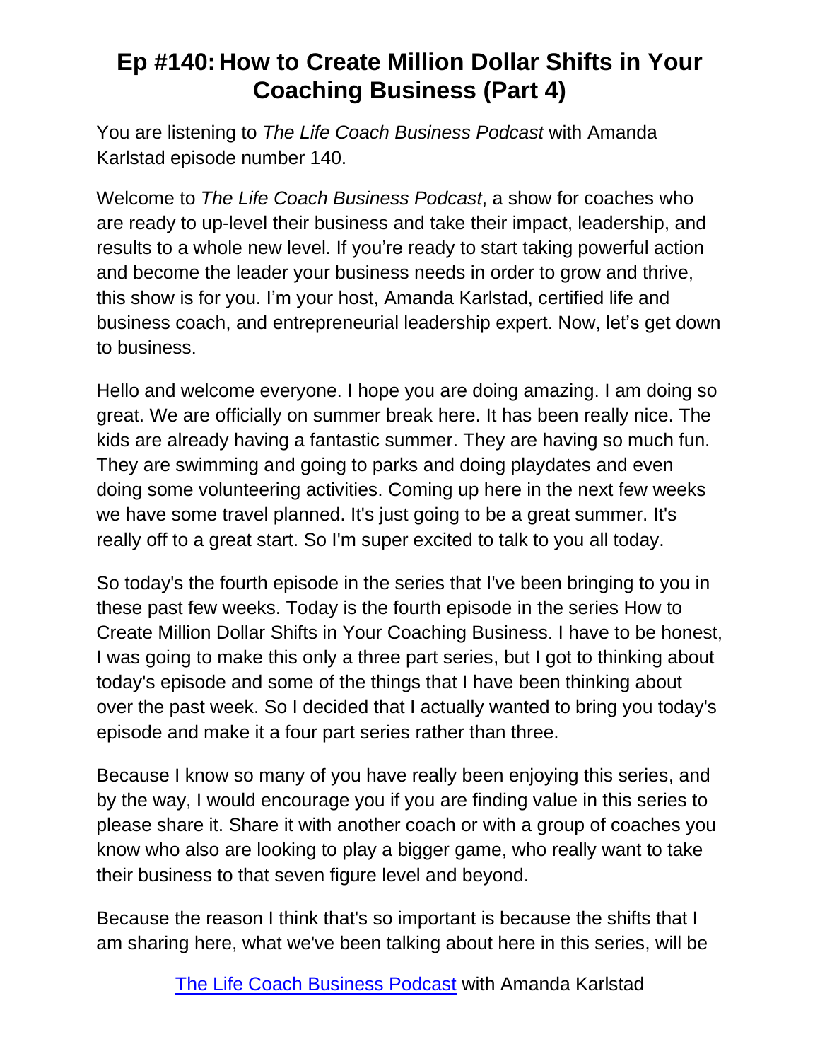# Ep #140: How to Create Million Dollar Shifts in Your Coaching Business (Part 4)

You are listening to *The Life Coach Business Podcast* with Amanda Karlstad episode number 140.

Welcome to *The Life Coach Business Podcast*, a show for coaches who are ready to up-level their business and take their impact, leadership, and results to a whole new level. If you're ready to start taking powerful action and become the leader your business needs in order to grow and thrive, this show is for you. I'm your host, Amanda Karlstad, certified life and business coach, and entrepreneurial leadership expert. Now, let's get down to business.

Hello and welcome everyone. I hope you are doing amazing. I am doing so great. We are officially on summer break here. It has been really nice. The kids are already having a fantastic summer. They are having so much fun. They are swimming and going to parks and doing playdates and even doing some volunteering activities. Coming up here in the next few weeks we have some travel planned. It's just going to be a great summer. It's really off to a great start. So I'm super excited to talk to you all today.

So today's the fourth episode in the series that I've been bringing to you in these past few weeks. Today is the fourth episode in the series How to Create Million Dollar Shifts in Your Coaching Business. I have to be honest, I was going to make this only a three part series, but I got to thinking about today's episode and some of the things that I have been thinking about over the past week. So I decided that I actually wanted to bring you today's episode and make it a four part series rather than three.

Because I know so many of you have really been enjoying this series, and by the way, I would encourage you if you are finding value in this series to please share it. Share it with another coach or with a group of coaches you know who also are looking to play a bigger game, who really want to take their business to that seven figure level and beyond.

Because the reason I think that's so important is because the shifts that I am sharing here, what we've been talking about here in this series, will be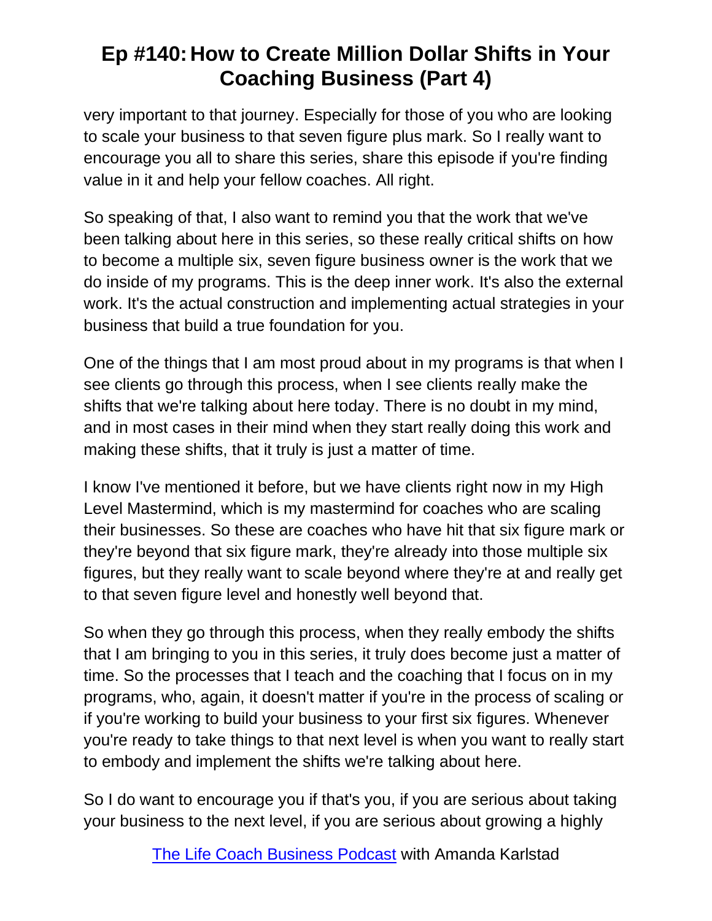very important to that journey. Especially for those of you who are looking to scale your business to that seven figure plus mark. So I really want to encourage you all to share this series, share this episode if you're finding value in it and help your fellow coaches. All right.

So speaking of that, I also want to remind you that the work that we've been talking about here in this series, so these really critical shifts on how to become a multiple six, seven figure business owner is the work that we do inside of my programs. This is the deep inner work. It's also the external work. It's the actual construction and implementing actual strategies in your business that build a true foundation for you.

One of the things that I am most proud about in my programs is that when I see clients go through this process, when I see clients really make the shifts that we're talking about here today. There is no doubt in my mind, and in most cases in their mind when they start really doing this work and making these shifts, that it truly is just a matter of time.

I know I've mentioned it before, but we have clients right now in my High Level Mastermind, which is my mastermind for coaches who are scaling their businesses. So these are coaches who have hit that six figure mark or they're beyond that six figure mark, they're already into those multiple six figures, but they really want to scale beyond where they're at and really get to that seven figure level and honestly well beyond that.

So when they go through this process, when they really embody the shifts that I am bringing to you in this series, it truly does become just a matter of time. So the processes that I teach and the coaching that I focus on in my programs, who, again, it doesn't matter if you're in the process of scaling or if you're working to build your business to your first six figures. Whenever you're ready to take things to that next level is when you want to really start to embody and implement the shifts we're talking about here.

So I do want to encourage you if that's you, if you are serious about taking your business to the next level, if you are serious about growing a highly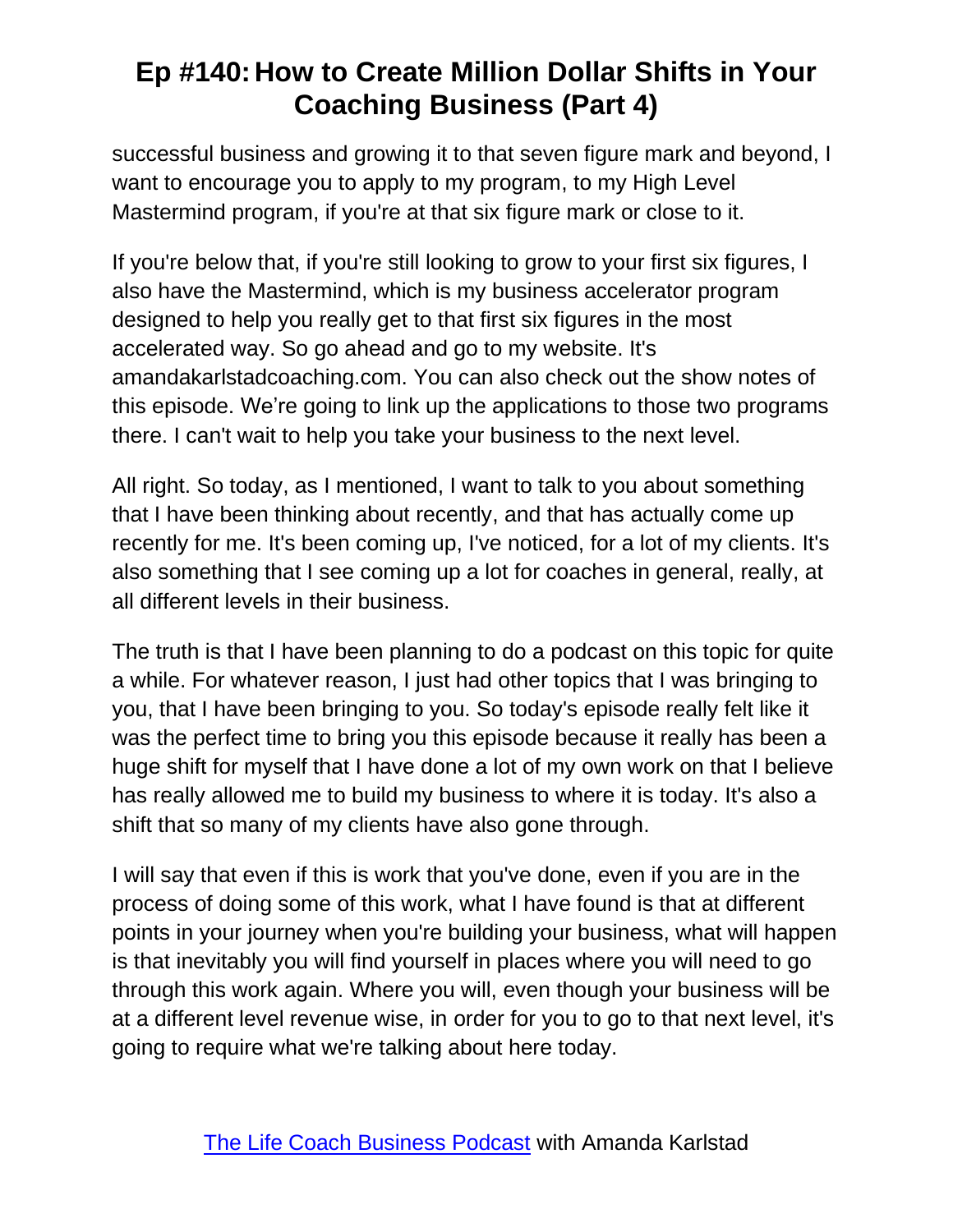successful business and growing it to that seven figure mark and beyond, I want to encourage you to apply to my program, to my High Level Mastermind program, if you're at that six figure mark or close to it.

If you're below that, if you're still looking to grow to your first six figures, I also have the Mastermind, which is my business accelerator program designed to help you really get to that first six figures in the most accelerated way. So go ahead and go to my website. It's amandakarlstadcoaching.com. You can also check out the show notes of this episode. We're going to link up the applications to those two programs there. I can't wait to help you take your business to the next level.

All right. So today, as I mentioned, I want to talk to you about something that I have been thinking about recently, and that has actually come up recently for me. It's been coming up, I've noticed, for a lot of my clients. It's also something that I see coming up a lot for coaches in general, really, at all different levels in their business.

The truth is that I have been planning to do a podcast on this topic for quite a while. For whatever reason, I just had other topics that I was bringing to you, that I have been bringing to you. So today's episode really felt like it was the perfect time to bring you this episode because it really has been a huge shift for myself that I have done a lot of my own work on that I believe has really allowed me to build my business to where it is today. It's also a shift that so many of my clients have also gone through.

I will say that even if this is work that you've done, even if you are in the process of doing some of this work, what I have found is that at different points in your journey when you're building your business, what will happen is that inevitably you will find yourself in places where you will need to go through this work again. Where you will, even though your business will be at a different level revenue wise, in order for you to go to that next level, it's going to require what we're talking about here today.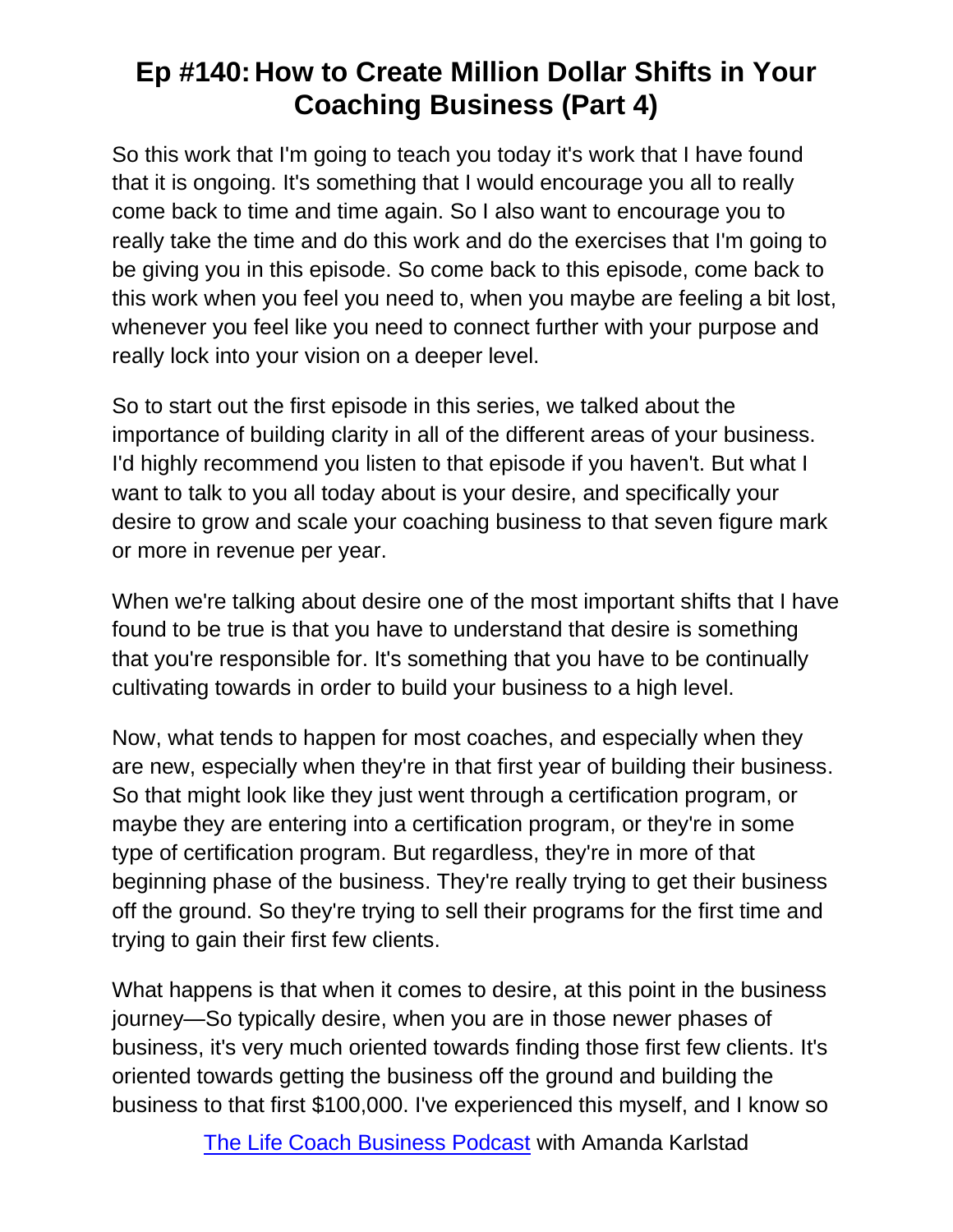So this work that I'm going to teach you today it's work that I have found that it is ongoing. It's something that I would encourage you all to really come back to time and time again. So I also want to encourage you to really take the time and do this work and do the exercises that I'm going to be giving you in this episode. So come back to this episode, come back to this work when you feel you need to, when you maybe are feeling a bit lost, whenever you feel like you need to connect further with your purpose and really lock into your vision on a deeper level.

So to start out the first episode in this series, we talked about the importance of building clarity in all of the different areas of your business. I'd highly recommend you listen to that episode if you haven't. But what I want to talk to you all today about is your desire, and specifically your desire to grow and scale your coaching business to that seven figure mark or more in revenue per year.

When we're talking about desire one of the most important shifts that I have found to be true is that you have to understand that desire is something that you're responsible for. It's something that you have to be continually cultivating towards in order to build your business to a high level.

Now, what tends to happen for most coaches, and especially when they are new, especially when they're in that first year of building their business. So that might look like they just went through a certification program, or maybe they are entering into a certification program, or they're in some type of certification program. But regardless, they're in more of that beginning phase of the business. They're really trying to get their business off the ground. So they're trying to sell their programs for the first time and trying to gain their first few clients.

What happens is that when it comes to desire, at this point in the business journey—So typically desire, when you are in those newer phases of business, it's very much oriented towards finding those first few clients. It's oriented towards getting the business off the ground and building the business to that first $100,000. I've experienced this myself, and I know so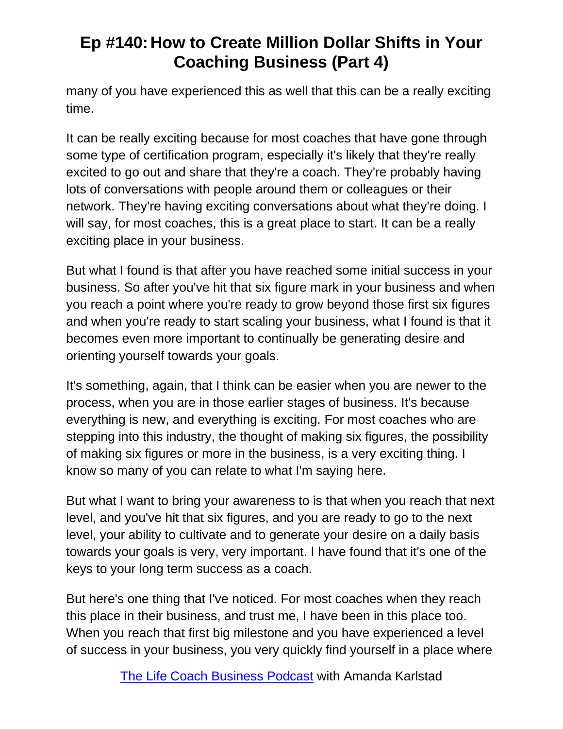many of you have experienced this as well that this can be a really exciting time.

It can be really exciting because for most coaches that have gone through some type of certification program, especially it's likely that they're really excited to go out and share that they're a coach. They're probably having lots of conversations with people around them or colleagues or their network. They're having exciting conversations about what they're doing. I will say, for most coaches, this is a great place to start. It can be a really exciting place in your business.

But what I found is that after you have reached some initial success in your business. So after you've hit that six figure mark in your business and when you reach a point where you're ready to grow beyond those first six figures and when you're ready to start scaling your business, what I found is that it becomes even more important to continually be generating desire and orienting yourself towards your goals.

It's something, again, that I think can be easier when you are newer to the process, when you are in those earlier stages of business. It's because everything is new, and everything is exciting. For most coaches who are stepping into this industry, the thought of making six figures, the possibility of making six figures or more in the business, is a very exciting thing. I know so many of you can relate to what I'm saying here.

But what I want to bring your awareness to is that when you reach that next level, and you've hit that six figures, and you are ready to go to the next level, your ability to cultivate and to generate your desire on a daily basis towards your goals is very, very important. I have found that it's one of the keys to your long term success as a coach.

But here's one thing that I've noticed. For most coaches when they reach this place in their business, and trust me, I have been in this place too. When you reach that first big milestone and you have experienced a level of success in your business, you very quickly find yourself in a place where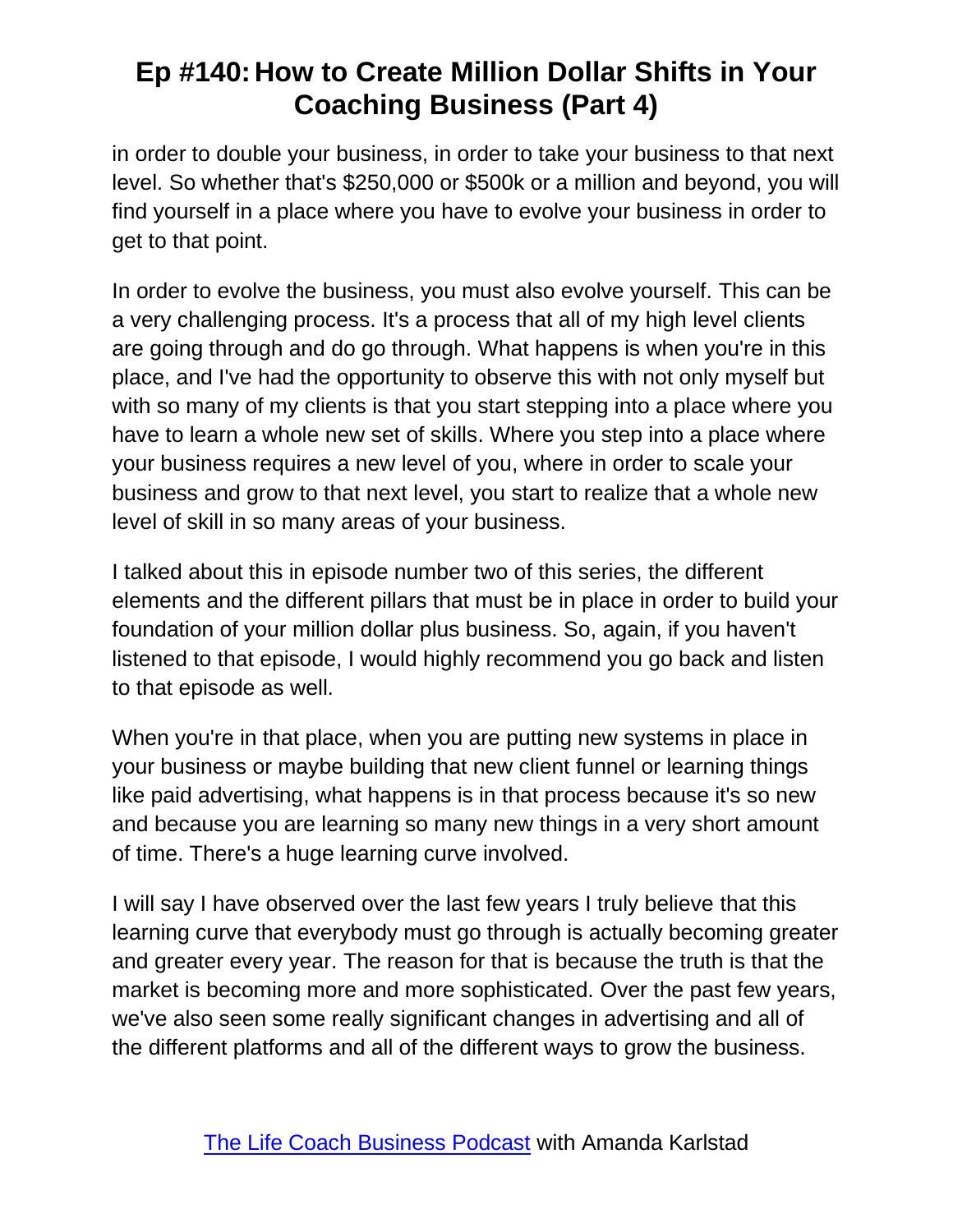in order to double your business, in order to take your business to that next level. So whether that's $250,000 or $500k or a million and beyond, you will find yourself in a place where you have to evolve your business in order to get to that point.

In order to evolve the business, you must also evolve yourself. This can be a very challenging process. It's a process that all of my high level clients are going through and do go through. What happens is when you're in this place, and I've had the opportunity to observe this with not only myself but with so many of my clients is that you start stepping into a place where you have to learn a whole new set of skills. Where you step into a place where your business requires a new level of you, where in order to scale your business and grow to that next level, you start to realize that a whole new level of skill in so many areas of your business.

I talked about this in episode number two of this series, the different elements and the different pillars that must be in place in order to build your foundation of your million dollar plus business. So, again, if you haven't listened to that episode, I would highly recommend you go back and listen to that episode as well.

When you're in that place, when you are putting new systems in place in your business or maybe building that new client funnel or learning things like paid advertising, what happens is in that process because it's so new and because you are learning so many new things in a very short amount of time. There's a huge learning curve involved.

I will say I have observed over the last few years I truly believe that this learning curve that everybody must go through is actually becoming greater and greater every year. The reason for that is because the truth is that the market is becoming more and more sophisticated. Over the past few years, we've also seen some really significant changes in advertising and all of the different platforms and all of the different ways to grow the business.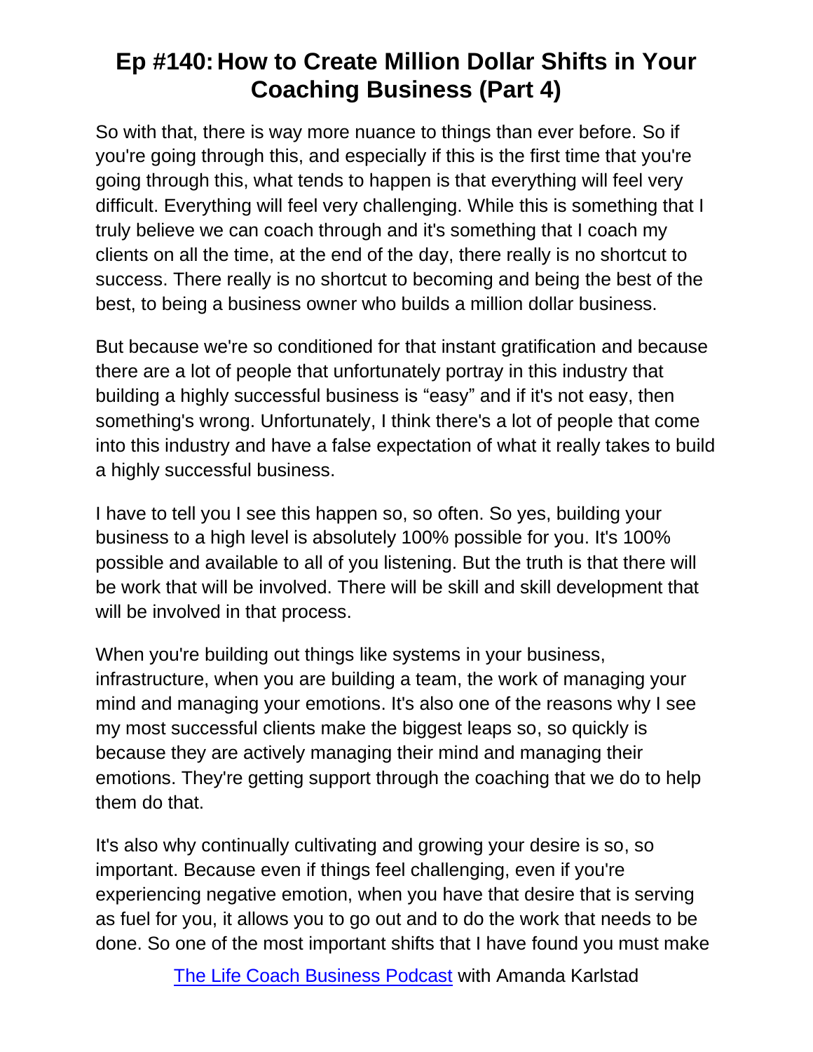So with that, there is way more nuance to things than ever before. So if you're going through this, and especially if this is the first time that you're going through this, what tends to happen is that everything will feel very difficult. Everything will feel very challenging. While this is something that I truly believe we can coach through and it's something that I coach my clients on all the time, at the end of the day, there really is no shortcut to success. There really is no shortcut to becoming and being the best of the best, to being a business owner who builds a million dollar business.

But because we're so conditioned for that instant gratification and because there are a lot of people that unfortunately portray in this industry that building a highly successful business is "easy" and if it's not easy, then something's wrong. Unfortunately, I think there's a lot of people that come into this industry and have a false expectation of what it really takes to build a highly successful business.

I have to tell you I see this happen so, so often. So yes, building your business to a high level is absolutely 100% possible for you. It's 100% possible and available to all of you listening. But the truth is that there will be work that will be involved. There will be skill and skill development that will be involved in that process.

When you're building out things like systems in your business, infrastructure, when you are building a team, the work of managing your mind and managing your emotions. It's also one of the reasons why I see my most successful clients make the biggest leaps so, so quickly is because they are actively managing their mind and managing their emotions. They're getting support through the coaching that we do to help them do that.

It's also why continually cultivating and growing your desire is so, so important. Because even if things feel challenging, even if you're experiencing negative emotion, when you have that desire that is serving as fuel for you, it allows you to go out and to do the work that needs to be done. So one of the most important shifts that I have found you must make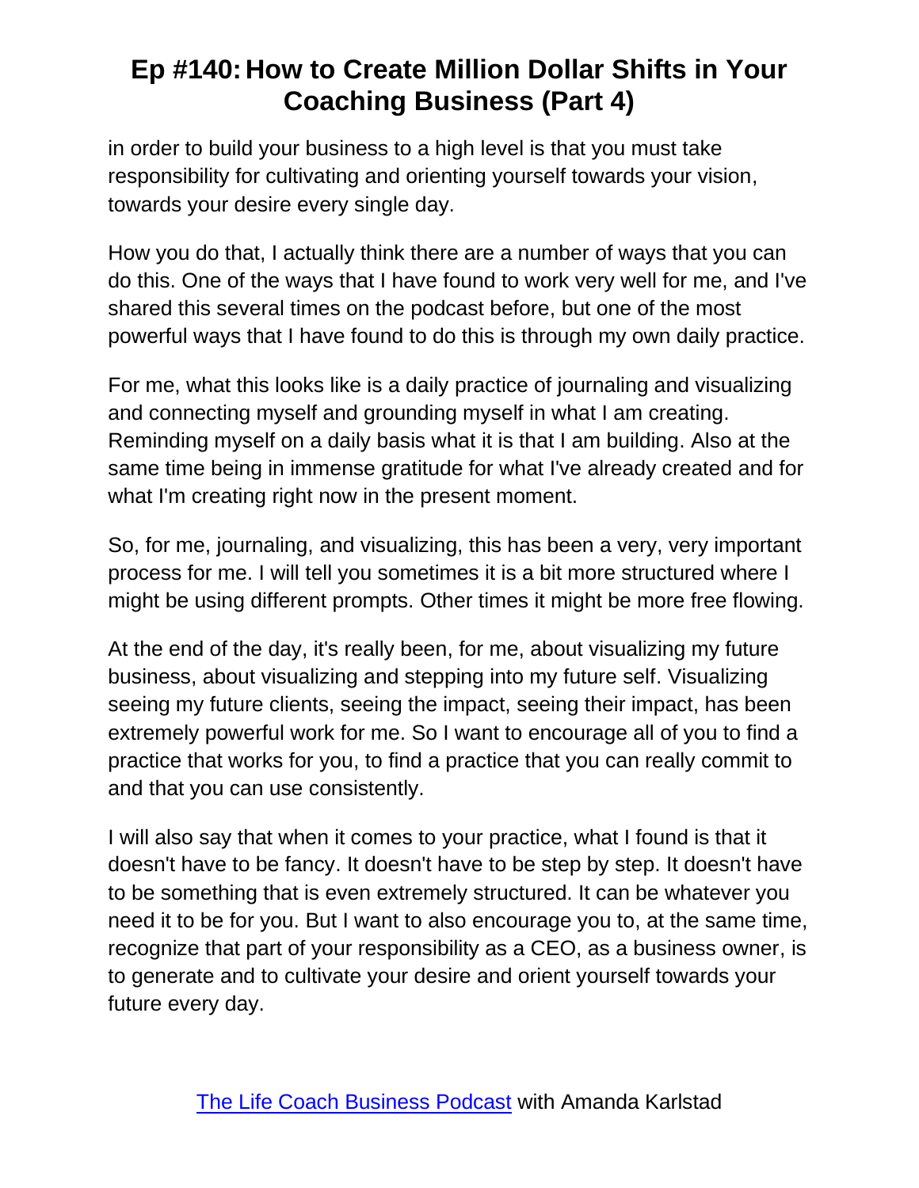in order to build your business to a high level is that you must take responsibility for cultivating and orienting yourself towards your vision, towards your desire every single day.

How you do that, I actually think there are a number of ways that you can do this. One of the ways that I have found to work very well for me, and I've shared this several times on the podcast before, but one of the most powerful ways that I have found to do this is through my own daily practice.

For me, what this looks like is a daily practice of journaling and visualizing and connecting myself and grounding myself in what I am creating. Reminding myself on a daily basis what it is that I am building. Also at the same time being in immense gratitude for what I've already created and for what I'm creating right now in the present moment.

So, for me, journaling, and visualizing, this has been a very, very important process for me. I will tell you sometimes it is a bit more structured where I might be using different prompts. Other times it might be more free flowing.

At the end of the day, it's really been, for me, about visualizing my future business, about visualizing and stepping into my future self. Visualizing seeing my future clients, seeing the impact, seeing their impact, has been extremely powerful work for me. So I want to encourage all of you to find a practice that works for you, to find a practice that you can really commit to and that you can use consistently.

I will also say that when it comes to your practice, what I found is that it doesn't have to be fancy. It doesn't have to be step by step. It doesn't have to be something that is even extremely structured. It can be whatever you need it to be for you. But I want to also encourage you to, at the same time, recognize that part of your responsibility as a CEO, as a business owner, is to generate and to cultivate your desire and orient yourself towards your future every day.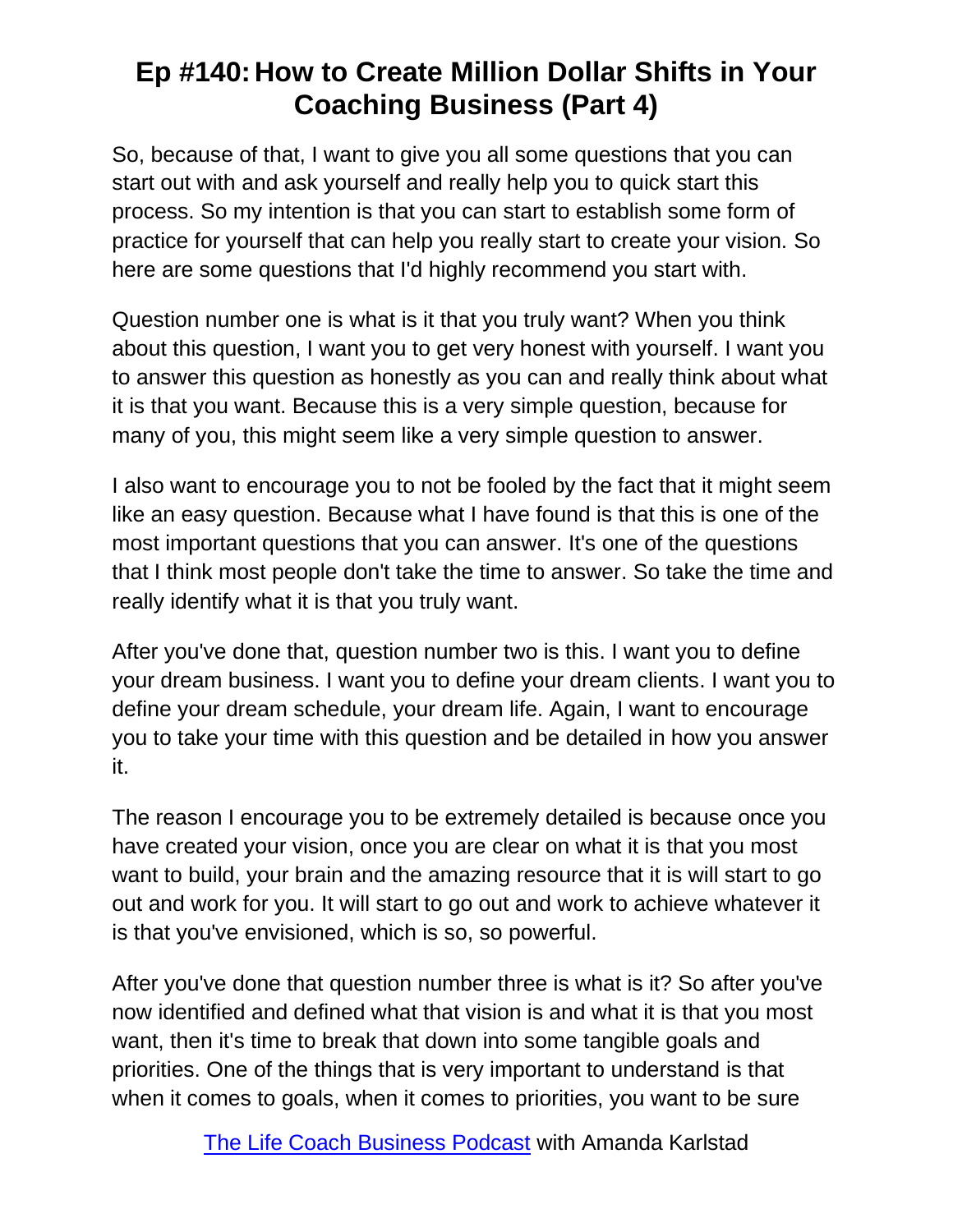So, because of that, I want to give you all some questions that you can start out with and ask yourself and really help you to quick start this process. So my intention is that you can start to establish some form of practice for yourself that can help you really start to create your vision. So here are some questions that I'd highly recommend you start with.

Question number one is what is it that you truly want? When you think about this question, I want you to get very honest with yourself. I want you to answer this question as honestly as you can and really think about what it is that you want. Because this is a very simple question, because for many of you, this might seem like a very simple question to answer.

I also want to encourage you to not be fooled by the fact that it might seem like an easy question. Because what I have found is that this is one of the most important questions that you can answer. It's one of the questions that I think most people don't take the time to answer. So take the time and really identify what it is that you truly want.

After you've done that, question number two is this. I want you to define your dream business. I want you to define your dream clients. I want you to define your dream schedule, your dream life. Again, I want to encourage you to take your time with this question and be detailed in how you answer it.

The reason I encourage you to be extremely detailed is because once you have created your vision, once you are clear on what it is that you most want to build, your brain and the amazing resource that it is will start to go out and work for you. It will start to go out and work to achieve whatever it is that you've envisioned, which is so, so powerful.

After you've done that question number three is what is it? So after you've now identified and defined what that vision is and what it is that you most want, then it's time to break that down into some tangible goals and priorities. One of the things that is very important to understand is that when it comes to goals, when it comes to priorities, you want to be sure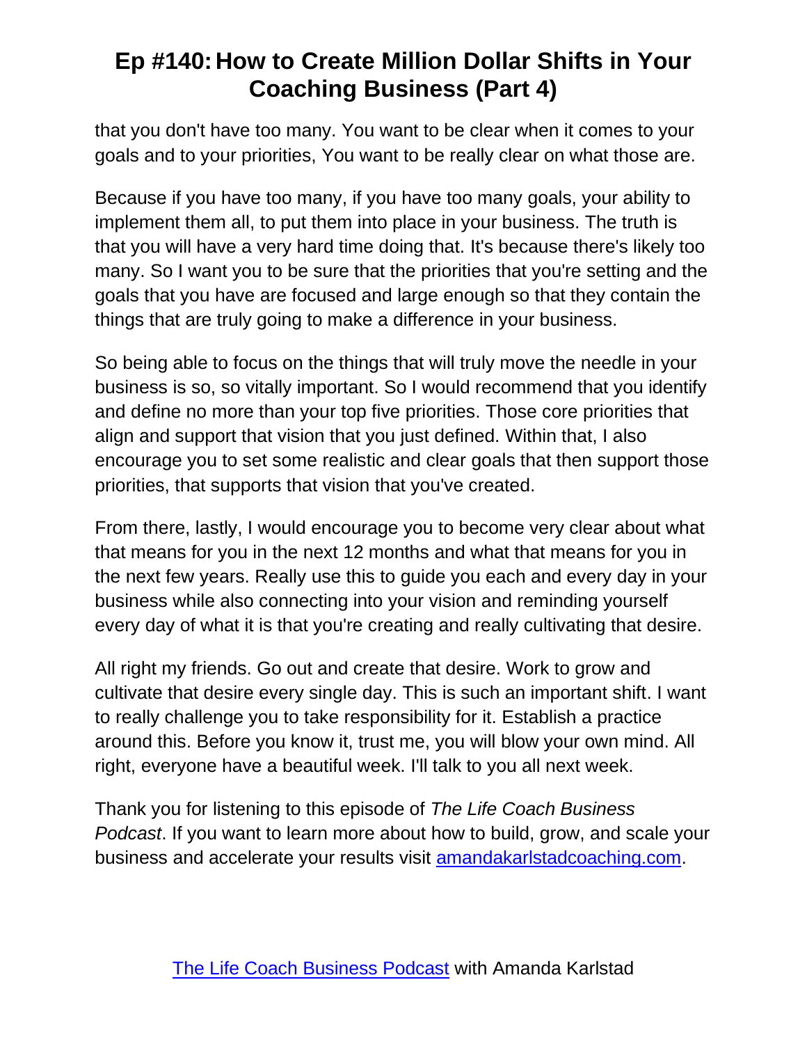that you don't have too many. You want to be clear when it comes to your goals and to your priorities, You want to be really clear on what those are.

Because if you have too many, if you have too many goals, your ability to implement them all, to put them into place in your business. The truth is that you will have a very hard time doing that. It's because there's likely too many. So I want you to be sure that the priorities that you're setting and the goals that you have are focused and large enough so that they contain the things that are truly going to make a difference in your business.

So being able to focus on the things that will truly move the needle in your business is so, so vitally important. So I would recommend that you identify and define no more than your top five priorities. Those core priorities that align and support that vision that you just defined. Within that, I also encourage you to set some realistic and clear goals that then support those priorities, that supports that vision that you've created.

From there, lastly, I would encourage you to become very clear about what that means for you in the next 12 months and what that means for you in the next few years. Really use this to guide you each and every day in your business while also connecting into your vision and reminding yourself every day of what it is that you're creating and really cultivating that desire.

All right my friends. Go out and create that desire. Work to grow and cultivate that desire every single day. This is such an important shift. I want to really challenge you to take responsibility for it. Establish a practice around this. Before you know it, trust me, you will blow your own mind. All right, everyone have a beautiful week. I'll talk to you all next week.

Thank you for listening to this episode of *The Life Coach Business Podcast*. If you want to learn more about how to build, grow, and scale your business and accelerate your results visit [amandakarlstadcoaching.com](amandakarlstadcoaching.com).